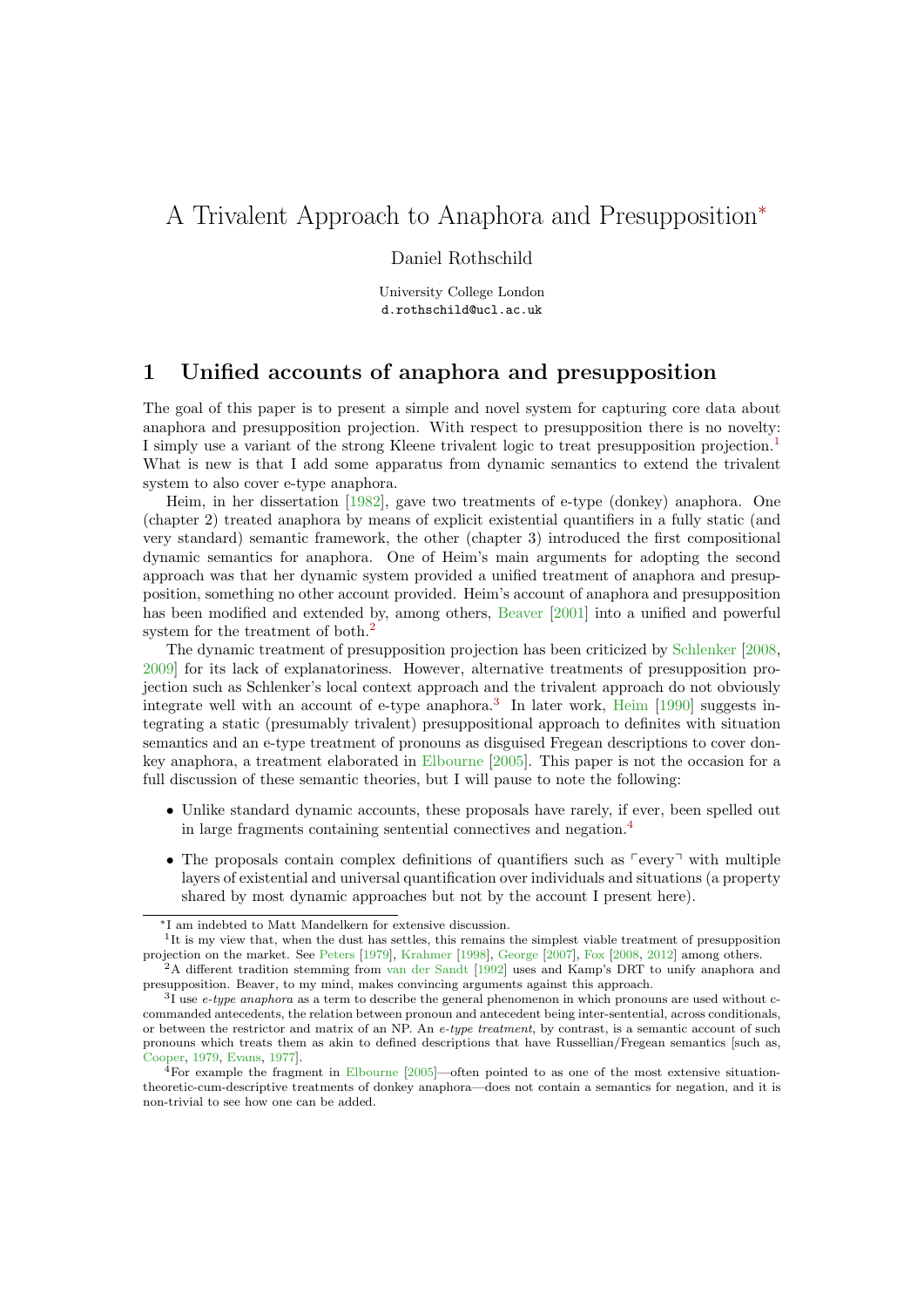# A Trivalent Approach to Anaphora and Presupposition*

Daniel Rothschild

University College London
d.rothschild@ucl.ac.uk

## 1 Unified accounts of anaphora and presupposition

The goal of this paper is to present a simple and novel system for capturing core data about anaphora and presupposition projection. With respect to presupposition there is no novelty: I simply use a variant of the strong Kleene trivalent logic to treat presupposition projection.[1] What is new is that I add some apparatus from dynamic semantics to extend the trivalent system to also cover e-type anaphora.

Heim, in her dissertation [1982], gave two treatments of e-type (donkey) anaphora. One (chapter 2) treated anaphora by means of explicit existential quantifiers in a fully static (and very standard) semantic framework, the other (chapter 3) introduced the first compositional dynamic semantics for anaphora. One of Heim's main arguments for adopting the second approach was that her dynamic system provided a unified treatment of anaphora and presupposition, something no other account provided. Heim's account of anaphora and presupposition has been modified and extended by, among others, Beaver [2001] into a unified and powerful system for the treatment of both.[2]

The dynamic treatment of presupposition projection has been criticized by Schlenker [2008, 2009] for its lack of explanatoriness. However, alternative treatments of presupposition projection such as Schlenker's local context approach and the trivalent approach do not obviously integrate well with an account of e-type anaphora.[3] In later work, Heim [1990] suggests integrating a static (presumably trivalent) presuppositional approach to definites with situation semantics and an e-type treatment of pronouns as disguised Fregean descriptions to cover donkey anaphora, a treatment elaborated in Elbourne [2005]. This paper is not the occasion for a full discussion of these semantic theories, but I will pause to note the following:

- Unlike standard dynamic accounts, these proposals have rarely, if ever, been spelled out in large fragments containing sentential connectives and negation.[4]
- The proposals contain complex definitions of quantifiers such as ⌜every⌝ with multiple layers of existential and universal quantification over individuals and situations (a property shared by most dynamic approaches but not by the account I present here).

---

*I am indebted to Matt Mandelkern for extensive discussion.

[1] It is my view that, when the dust has settles, this remains the simplest viable treatment of presupposition projection on the market. See Peters [1979], Krahmer [1998], George [2007], Fox [2008, 2012] among others.

[2] A different tradition stemming from van der Sandt [1992] uses and Kamp's DRT to unify anaphora and presupposition. Beaver, to my mind, makes convincing arguments against this approach.

[3] I use *e-type anaphora* as a term to describe the general phenomenon in which pronouns are used without c-commanded antecedents, the relation between pronoun and antecedent being inter-sentential, across conditionals, or between the restrictor and matrix of an NP. An *e-type treatment*, by contrast, is a semantic account of such pronouns which treats them as akin to defined descriptions that have Russellian/Fregean semantics [such as, Cooper, 1979, Evans, 1977].

[4] For example the fragment in Elbourne [2005]—often pointed to as one of the most extensive situation-theoretic-cum-descriptive treatments of donkey anaphora—does not contain a semantics for negation, and it is non-trivial to see how one can be added.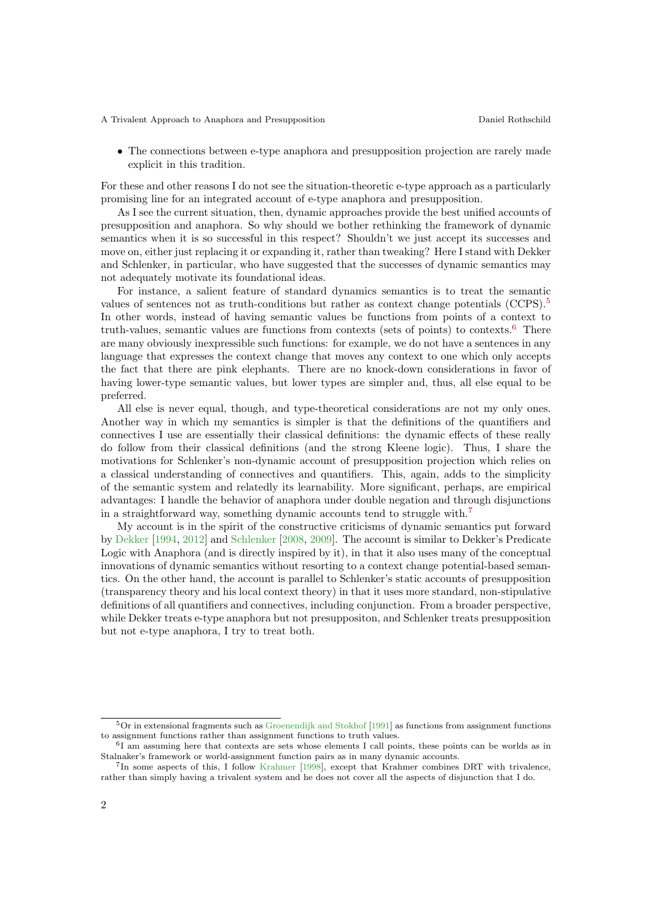- The connections between e-type anaphora and presupposition projection are rarely made explicit in this tradition.

For these and other reasons I do not see the situation-theoretic e-type approach as a particularly promising line for an integrated account of e-type anaphora and presupposition.

As I see the current situation, then, dynamic approaches provide the best unified accounts of presupposition and anaphora. So why should we bother rethinking the framework of dynamic semantics when it is so successful in this respect? Shouldn't we just accept its successes and move on, either just replacing it or expanding it, rather than tweaking? Here I stand with Dekker and Schlenker, in particular, who have suggested that the successes of dynamic semantics may not adequately motivate its foundational ideas.

For instance, a salient feature of standard dynamics semantics is to treat the semantic values of sentences not as truth-conditions but rather as context change potentials (CCPS).[5] In other words, instead of having semantic values be functions from points of a context to truth-values, semantic values are functions from contexts (sets of points) to contexts.[6] There are many obviously inexpressible such functions: for example, we do not have a sentences in any language that expresses the context change that moves any context to one which only accepts the fact that there are pink elephants. There are no knock-down considerations in favor of having lower-type semantic values, but lower types are simpler and, thus, all else equal to be preferred.

All else is never equal, though, and type-theoretical considerations are not my only ones. Another way in which my semantics is simpler is that the definitions of the quantifiers and connectives I use are essentially their classical definitions: the dynamic effects of these really do follow from their classical definitions (and the strong Kleene logic). Thus, I share the motivations for Schlenker's non-dynamic account of presupposition projection which relies on a classical understanding of connectives and quantifiers. This, again, adds to the simplicity of the semantic system and relatedly its learnability. More significant, perhaps, are empirical advantages: I handle the behavior of anaphora under double negation and through disjunctions in a straightforward way, something dynamic accounts tend to struggle with.[7]

My account is in the spirit of the constructive criticisms of dynamic semantics put forward by Dekker [1994, 2012] and Schlenker [2008, 2009]. The account is similar to Dekker's Predicate Logic with Anaphora (and is directly inspired by it), in that it also uses many of the conceptual innovations of dynamic semantics without resorting to a context change potential-based semantics. On the other hand, the account is parallel to Schlenker's static accounts of presupposition (transparency theory and his local context theory) in that it uses more standard, non-stipulative definitions of all quantifiers and connectives, including conjunction. From a broader perspective, while Dekker treats e-type anaphora but not presuppositon, and Schlenker treats presupposition but not e-type anaphora, I try to treat both.

---

[5] Or in extensional fragments such as Groenendijk and Stokhof [1991] as functions from assignment functions to assignment functions rather than assignment functions to truth values.

[6] I am assuming here that contexts are sets whose elements I call points, these points can be worlds as in Stalnaker's framework or world-assignment function pairs as in many dynamic accounts.

[7] In some aspects of this, I follow Krahmer [1998], except that Krahmer combines DRT with trivalence, rather than simply having a trivalent system and he does not cover all the aspects of disjunction that I do.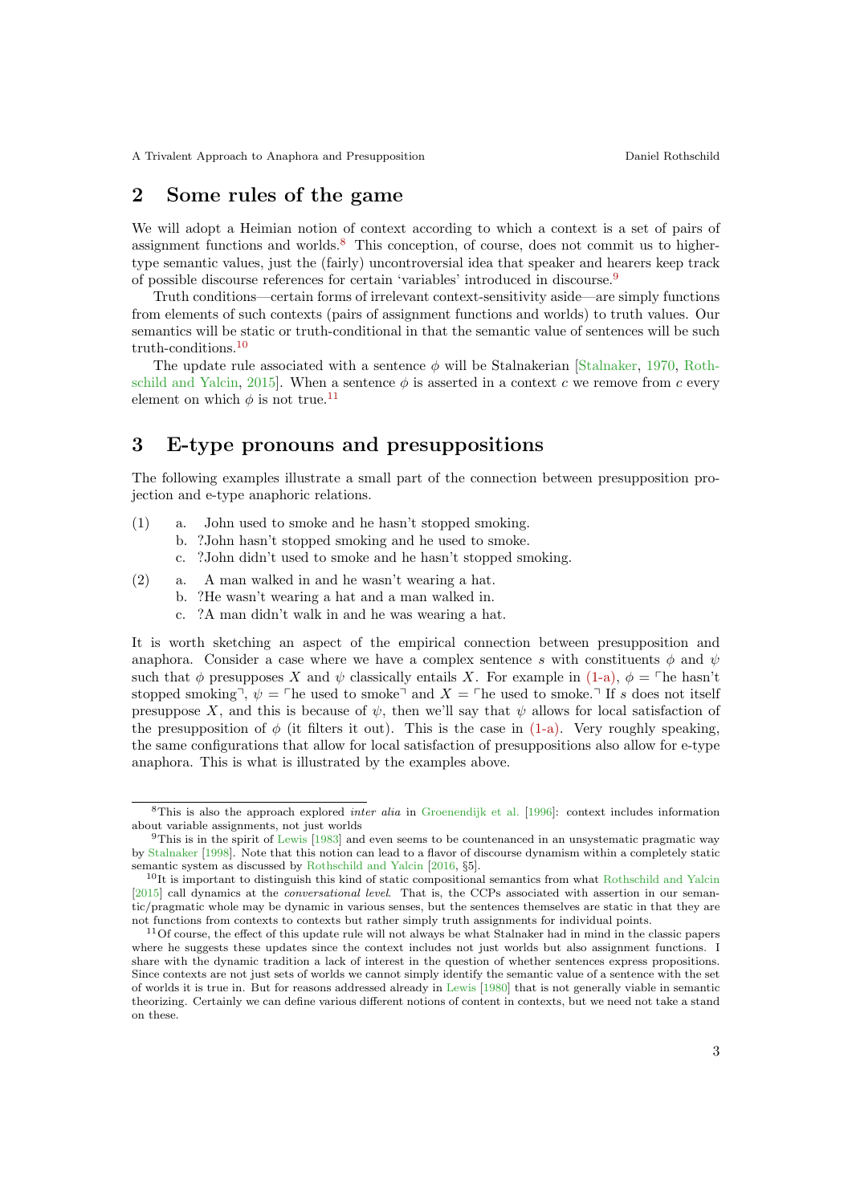## 2 Some rules of the game

We will adopt a Heimian notion of context according to which a context is a set of pairs of assignment functions and worlds.[8] This conception, of course, does not commit us to higher-type semantic values, just the (fairly) uncontroversial idea that speaker and hearers keep track of possible discourse references for certain 'variables' introduced in discourse.[9]

Truth conditions—certain forms of irrelevant context-sensitivity aside—are simply functions from elements of such contexts (pairs of assignment functions and worlds) to truth values. Our semantics will be static or truth-conditional in that the semantic value of sentences will be such truth-conditions.[10]

The update rule associated with a sentence $\phi$ will be Stalnakerian [Stalnaker, 1970, Rothschild and Yalcin, 2015]. When a sentence $\phi$ is asserted in a context $c$ we remove from $c$ every element on which $\phi$ is not true.[11]

## 3 E-type pronouns and presuppositions

The following examples illustrate a small part of the connection between presupposition projection and e-type anaphoric relations.

(1) a. John used to smoke and he hasn't stopped smoking.
  b. ?John hasn't stopped smoking and he used to smoke.
  c. ?John didn't used to smoke and he hasn't stopped smoking.

(2) a. A man walked in and he wasn't wearing a hat.
  b. ?He wasn't wearing a hat and a man walked in.
  c. ?A man didn't walk in and he was wearing a hat.

It is worth sketching an aspect of the empirical connection between presupposition and anaphora. Consider a case where we have a complex sentence $s$ with constituents $\phi$ and $\psi$ such that $\phi$ presupposes $X$ and $\psi$ classically entails $X$. For example in (1-a), $\phi = \ulcorner$he hasn't stopped smoking$\urcorner$, $\psi = \ulcorner$he used to smoke$\urcorner$ and $X = \ulcorner$he used to smoke.$\urcorner$ If $s$ does not itself presuppose $X$, and this is because of $\psi$, then we'll say that $\psi$ allows for local satisfaction of the presupposition of $\phi$ (it filters it out). This is the case in (1-a). Very roughly speaking, the same configurations that allow for local satisfaction of presuppositions also allow for e-type anaphora. This is what is illustrated by the examples above.

---

[8] This is also the approach explored *inter alia* in Groenendijk et al. [1996]: context includes information about variable assignments, not just worlds

[9] This is in the spirit of Lewis [1983] and even seems to be countenanced in an unsystematic pragmatic way by Stalnaker [1998]. Note that this notion can lead to a flavor of discourse dynamism within a completely static semantic system as discussed by Rothschild and Yalcin [2016, §5].

[10] It is important to distinguish this kind of static compositional semantics from what Rothschild and Yalcin [2015] call dynamics at the *conversational level*. That is, the CCPs associated with assertion in our semantic/pragmatic whole may be dynamic in various senses, but the sentences themselves are static in that they are not functions from contexts to contexts but rather simply truth assignments for individual points.

[11] Of course, the effect of this update rule will not always be what Stalnaker had in mind in the classic papers where he suggests these updates since the context includes not just worlds but also assignment functions. I share with the dynamic tradition a lack of interest in the question of whether sentences express propositions. Since contexts are not just sets of worlds we cannot simply identify the semantic value of a sentence with the set of worlds it is true in. But for reasons addressed already in Lewis [1980] that is not generally viable in semantic theorizing. Certainly we can define various different notions of content in contexts, but we need not take a stand on these.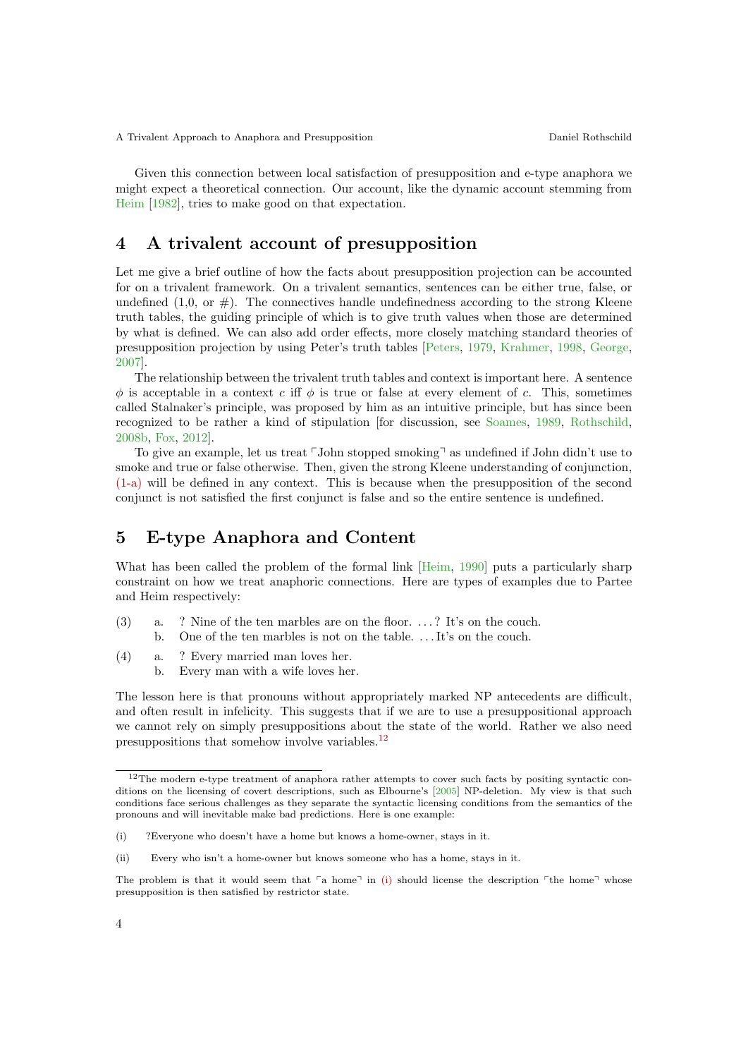Given this connection between local satisfaction of presupposition and e-type anaphora we might expect a theoretical connection. Our account, like the dynamic account stemming from Heim [1982], tries to make good on that expectation.

## 4 A trivalent account of presupposition

Let me give a brief outline of how the facts about presupposition projection can be accounted for on a trivalent framework. On a trivalent semantics, sentences can be either true, false, or undefined (1,0, or #). The connectives handle undefinedness according to the strong Kleene truth tables, the guiding principle of which is to give truth values when those are determined by what is defined. We can also add order effects, more closely matching standard theories of presupposition projection by using Peter's truth tables [Peters, 1979, Krahmer, 1998, George, 2007].

The relationship between the trivalent truth tables and context is important here. A sentence $\phi$ is acceptable in a context $c$ iff $\phi$ is true or false at every element of $c$. This, sometimes called Stalnaker's principle, was proposed by him as an intuitive principle, but has since been recognized to be rather a kind of stipulation [for discussion, see Soames, 1989, Rothschild, 2008b, Fox, 2012].

To give an example, let us treat ⌜John stopped smoking⌝ as undefined if John didn't use to smoke and true or false otherwise. Then, given the strong Kleene understanding of conjunction, (1-a) will be defined in any context. This is because when the presupposition of the second conjunct is not satisfied the first conjunct is false and so the entire sentence is undefined.

## 5 E-type Anaphora and Content

What has been called the problem of the formal link [Heim, 1990] puts a particularly sharp constraint on how we treat anaphoric connections. Here are types of examples due to Partee and Heim respectively:

(3) a. ? Nine of the ten marbles are on the floor. ...? It's on the couch.
  b. One of the ten marbles is not on the table. ...It's on the couch.

(4) a. ? Every married man loves her.
  b. Every man with a wife loves her.

The lesson here is that pronouns without appropriately marked NP antecedents are difficult, and often result in infelicity. This suggests that if we are to use a presuppositional approach we cannot rely on simply presuppositions about the state of the world. Rather we also need presuppositions that somehow involve variables.[12]

---

[12] The modern e-type treatment of anaphora rather attempts to cover such facts by positing syntactic conditions on the licensing of covert descriptions, such as Elbourne's [2005] NP-deletion. My view is that such conditions face serious challenges as they separate the syntactic licensing conditions from the semantics of the pronouns and will inevitable make bad predictions. Here is one example:

(i) ?Everyone who doesn't have a home but knows a home-owner, stays in it.

(ii) Every who isn't a home-owner but knows someone who has a home, stays in it.

The problem is that it would seem that ⌜a home⌝ in (i) should license the description ⌜the home⌝ whose presupposition is then satisfied by restrictor state.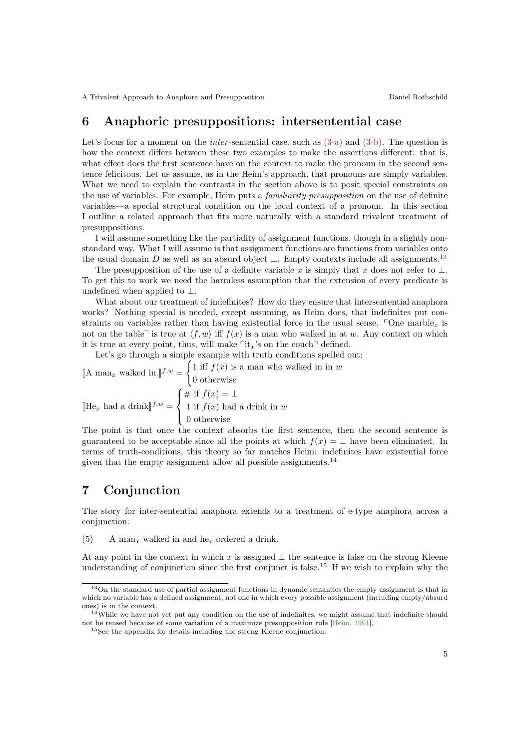## 6 Anaphoric presuppositions: intersentential case

Let's focus for a moment on the *inter*-sentential case, such as (3-a) and (3-b). The question is how the context differs between these two examples to make the assertions different: that is, what effect does the first sentence have on the context to make the pronoun in the second sentence felicitous. Let us assume, as in the Heim's approach, that pronouns are simply variables. What we need to explain the contrasts in the section above is to posit special constraints on the use of variables. For example, Heim puts a *familiarity presupposition* on the use of definite variables—a special structural condition on the local context of a pronoun. In this section I outline a related approach that fits more naturally with a standard trivalent treatment of presuppositions.

I will assume something like the partiality of assignment functions, though in a slightly non-standard way. What I will assume is that assignment functions are functions from variables onto the usual domain $D$ as well as an absurd object $\perp$. Empty contexts include all assignments.[13]

The presupposition of the use of a definite variable $x$ is simply that $x$ does not refer to $\perp$. To get this to work we need the harmless assumption that the extension of every predicate is undefined when applied to $\perp$.

What about our treatment of indefinites? How do they ensure that intersentential anaphora works? Nothing special is needed, except assuming, as Heim does, that indefinites put constraints on variables rather than having existential force in the usual sense. ⌜One marble$_x$ is not on the table⌝ is true at $\langle f, w \rangle$ iff $f(x)$ is a man who walked in at $w$. Any context on which it is true at every point, thus, will make ⌜it$_x$'s on the couch⌝ defined.

Let's go through a simple example with truth conditions spelled out:

$$[\![\text{A man}_x \text{ walked in.}]\!]^{f,w} = \begin{cases} 1 \text{ iff } f(x) \text{ is a man who walked in in } w \\ 0 \text{ otherwise} \end{cases}$$

$$[\![\text{He}_x \text{ had a drink}]\!]^{f,w} = \begin{cases} \# \text{ if } f(x) = \perp \\ 1 \text{ if } f(x) \text{ had a drink in } w \\ 0 \text{ otherwise} \end{cases}$$

The point is that once the context absorbs the first sentence, then the second sentence is guaranteed to be acceptable since all the points at which $f(x) = \perp$ have been eliminated. In terms of truth-conditions, this theory so far matches Heim: indefinites have existential force given that the empty assignment allow all possible assignments.[14]

## 7 Conjunction

The story for inter-sentential anaphora extends to a treatment of e-type anaphora across a conjunction:

(5) A man$_x$ walked in and he$_x$ ordered a drink.

At any point in the context in which $x$ is assigned $\perp$ the sentence is false on the strong Kleene understanding of conjunction since the first conjunct is false.[15] If we wish to explain why the

---

[13] On the standard use of partial assignment functions in dynamic semantics the empty assignment is that in which no variable has a defined assignment, not one in which every possible assignment (including empty/absurd ones) is in the context.

[14] While we have not yet put any condition on the use of indefinites, we might assume that indefinite should not be reused because of some variation of a maximize presupposition rule [Heim, 1991].

[15] See the appendix for details including the strong Kleene conjunction.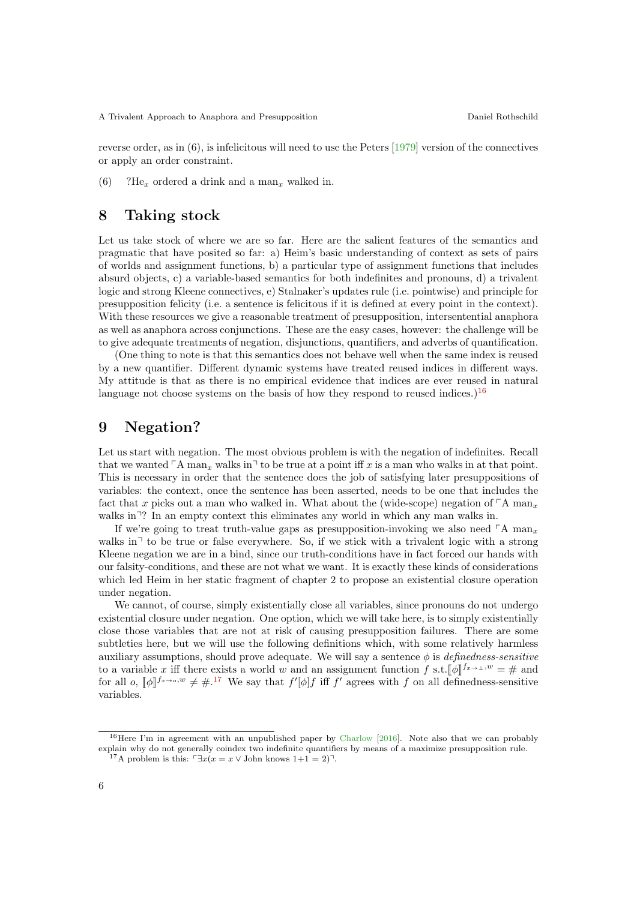reverse order, as in (6), is infelicitous will need to use the Peters [1979] version of the connectives or apply an order constraint.

(6) ?He$_x$ ordered a drink and a man$_x$ walked in.

## 8 Taking stock

Let us take stock of where we are so far. Here are the salient features of the semantics and pragmatic that have posited so far: a) Heim's basic understanding of context as sets of pairs of worlds and assignment functions, b) a particular type of assignment functions that includes absurd objects, c) a variable-based semantics for both indefinites and pronouns, d) a trivalent logic and strong Kleene connectives, e) Stalnaker's updates rule (i.e. pointwise) and principle for presupposition felicity (i.e. a sentence is felicitous if it is defined at every point in the context). With these resources we give a reasonable treatment of presupposition, intersentential anaphora as well as anaphora across conjunctions. These are the easy cases, however: the challenge will be to give adequate treatments of negation, disjunctions, quantifiers, and adverbs of quantification.

(One thing to note is that this semantics does not behave well when the same index is reused by a new quantifier. Different dynamic systems have treated reused indices in different ways. My attitude is that as there is no empirical evidence that indices are ever reused in natural language not choose systems on the basis of how they respond to reused indices.)[16]

## 9 Negation?

Let us start with negation. The most obvious problem is with the negation of indefinites. Recall that we wanted ⌜A man$_x$ walks in⌝ to be true at a point iff $x$ is a man who walks in at that point. This is necessary in order that the sentence does the job of satisfying later presuppositions of variables: the context, once the sentence has been asserted, needs to be one that includes the fact that $x$ picks out a man who walked in. What about the (wide-scope) negation of ⌜A man$_x$ walks in⌝? In an empty context this eliminates any world in which any man walks in.

If we're going to treat truth-value gaps as presupposition-invoking we also need ⌜A man$_x$ walks in⌝ to be true or false everywhere. So, if we stick with a trivalent logic with a strong Kleene negation we are in a bind, since our truth-conditions have in fact forced our hands with our falsity-conditions, and these are not what we want. It is exactly these kinds of considerations which led Heim in her static fragment of chapter 2 to propose an existential closure operation under negation.

We cannot, of course, simply existentially close all variables, since pronouns do not undergo existential closure under negation. One option, which we will take here, is to simply existentially close those variables that are not at risk of causing presupposition failures. There are some subtleties here, but we will use the following definitions which, with some relatively harmless auxiliary assumptions, should prove adequate. We will say a sentence $\phi$ is *definedness-sensitive* to a variable $x$ iff there exists a world $w$ and an assignment function $f$ s.t.$[\![\phi]\!]^{f_{x\to\perp},w} = \#$ and for all $o$, $[\![\phi]\!]^{f_{x\to o},w} \neq \#$.[17] We say that $f'[\phi]f$ iff $f'$ agrees with $f$ on all definedness-sensitive variables.

---

[16] Here I'm in agreement with an unpublished paper by Charlow [2016]. Note also that we can probably explain why do not generally coindex two indefinite quantifiers by means of a maximize presupposition rule.

[17] A problem is this: ⌜$\exists x(x = x \vee$ John knows $1{+}1 = 2)$⌝.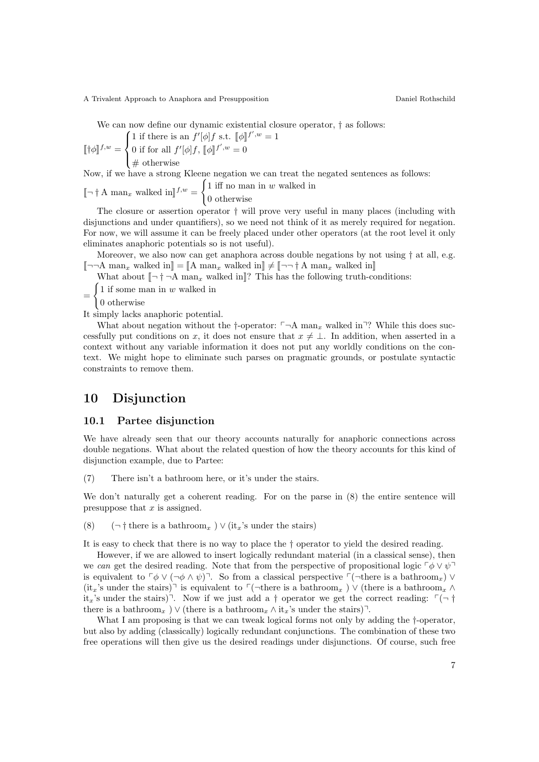We can now define our dynamic existential closure operator, † as follows:

$$[\![\dagger\phi]\!]^{f,w} = \begin{cases} 1 \text{ if there is an } f'[\phi]f \text{ s.t. } [\![\phi]\!]^{f',w} = 1 \\ 0 \text{ if for all } f'[\phi]f,\ [\![\phi]\!]^{f',w} = 0 \\ \# \text{ otherwise} \end{cases}$$

Now, if we have a strong Kleene negation we can treat the negated sentences as follows:

$$[\![\neg \dagger \text{ A man}_x \text{ walked in}]\!]^{f,w} = \begin{cases} 1 \text{ iff no man in } w \text{ walked in} \\ 0 \text{ otherwise} \end{cases}$$

The closure or assertion operator † will prove very useful in many places (including with disjunctions and under quantifiers), so we need not think of it as merely required for negation. For now, we will assume it can be freely placed under other operators (at the root level it only eliminates anaphoric potentials so is not useful).

Moreover, we also now can get anaphora across double negations by not using † at all, e.g. $[\![\neg\neg\text{A man}_x \text{ walked in}]\!] = [\![\text{A man}_x \text{ walked in}]\!] \neq [\![\neg\neg \dagger \text{ A man}_x \text{ walked in}]\!]$

What about $[\![\neg \dagger \neg\text{A man}_x \text{ walked in}]\!]$? This has the following truth-conditions:

$$= \begin{cases} 1 \text{ if some man in } w \text{ walked in} \\ 0 \text{ otherwise} \end{cases}$$

It simply lacks anaphoric potential.

What about negation without the †-operator: ⌜¬A $\text{man}_x$ walked in⌝? While this does successfully put conditions on $x$, it does not ensure that $x \neq \bot$. In addition, when asserted in a context without any variable information it does not put any worldly conditions on the context. We might hope to eliminate such parses on pragmatic grounds, or postulate syntactic constraints to remove them.

# 10 Disjunction

## 10.1 Partee disjunction

We have already seen that our theory accounts naturally for anaphoric connections across double negations. What about the related question of how the theory accounts for this kind of disjunction example, due to Partee:

(7) There isn't a bathroom here, or it's under the stairs.

We don't naturally get a coherent reading. For on the parse in (8) the entire sentence will presuppose that $x$ is assigned.

(8) (¬ † there is a $\text{bathroom}_x$ ) ∨ ($\text{it}_x$'s under the stairs)

It is easy to check that there is no way to place the † operator to yield the desired reading.

However, if we are allowed to insert logically redundant material (in a classical sense), then we *can* get the desired reading. Note that from the perspective of propositional logic ⌜$\phi \vee \psi$⌝ is equivalent to ⌜$\phi \vee (\neg\phi \wedge \psi)$⌝. So from a classical perspective ⌜(¬there is a $\text{bathroom}_x$) ∨ ($\text{it}_x$'s under the stairs)⌝ is equivalent to ⌜(¬there is a $\text{bathroom}_x$ ) ∨ (there is a $\text{bathroom}_x$ ∧ $\text{it}_x$'s under the stairs)⌝. Now if we just add a † operator we get the correct reading: ⌜(¬ † there is a $\text{bathroom}_x$ ) ∨ (there is a $\text{bathroom}_x$ ∧ $\text{it}_x$'s under the stairs)⌝.

What I am proposing is that we can tweak logical forms not only by adding the †-operator, but also by adding (classically) logically redundant conjunctions. The combination of these two free operations will then give us the desired readings under disjunctions. Of course, such free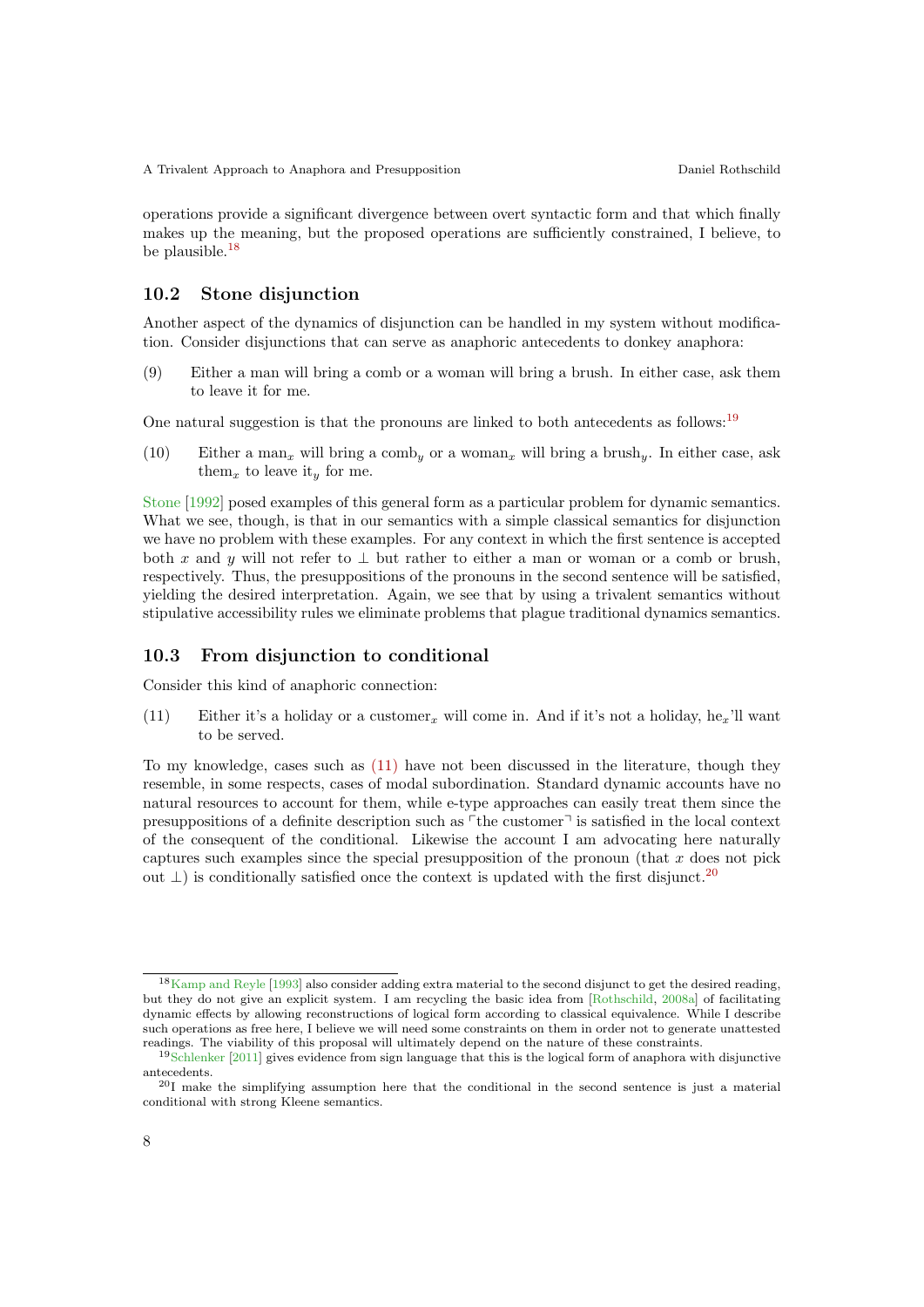operations provide a significant divergence between overt syntactic form and that which finally makes up the meaning, but the proposed operations are sufficiently constrained, I believe, to be plausible.[18]

## 10.2 Stone disjunction

Another aspect of the dynamics of disjunction can be handled in my system without modification. Consider disjunctions that can serve as anaphoric antecedents to donkey anaphora:

(9) Either a man will bring a comb or a woman will bring a brush. In either case, ask them to leave it for me.

One natural suggestion is that the pronouns are linked to both antecedents as follows:[19]

(10) Either a man$_x$ will bring a comb$_y$ or a woman$_x$ will bring a brush$_y$. In either case, ask them$_x$ to leave it$_y$ for me.

Stone [1992] posed examples of this general form as a particular problem for dynamic semantics. What we see, though, is that in our semantics with a simple classical semantics for disjunction we have no problem with these examples. For any context in which the first sentence is accepted both $x$ and $y$ will not refer to $\perp$ but rather to either a man or woman or a comb or brush, respectively. Thus, the presuppositions of the pronouns in the second sentence will be satisfied, yielding the desired interpretation. Again, we see that by using a trivalent semantics without stipulative accessibility rules we eliminate problems that plague traditional dynamics semantics.

## 10.3 From disjunction to conditional

Consider this kind of anaphoric connection:

(11) Either it's a holiday or a customer$_x$ will come in. And if it's not a holiday, he$_x$'ll want to be served.

To my knowledge, cases such as (11) have not been discussed in the literature, though they resemble, in some respects, cases of modal subordination. Standard dynamic accounts have no natural resources to account for them, while e-type approaches can easily treat them since the presuppositions of a definite description such as ⌜the customer⌝ is satisfied in the local context of the consequent of the conditional. Likewise the account I am advocating here naturally captures such examples since the special presupposition of the pronoun (that $x$ does not pick out $\perp$) is conditionally satisfied once the context is updated with the first disjunct.[20]

---

[18] Kamp and Reyle [1993] also consider adding extra material to the second disjunct to get the desired reading, but they do not give an explicit system. I am recycling the basic idea from [Rothschild, 2008a] of facilitating dynamic effects by allowing reconstructions of logical form according to classical equivalence. While I describe such operations as free here, I believe we will need some constraints on them in order not to generate unattested readings. The viability of this proposal will ultimately depend on the nature of these constraints.

[19] Schlenker [2011] gives evidence from sign language that this is the logical form of anaphora with disjunctive antecedents.

[20] I make the simplifying assumption here that the conditional in the second sentence is just a material conditional with strong Kleene semantics.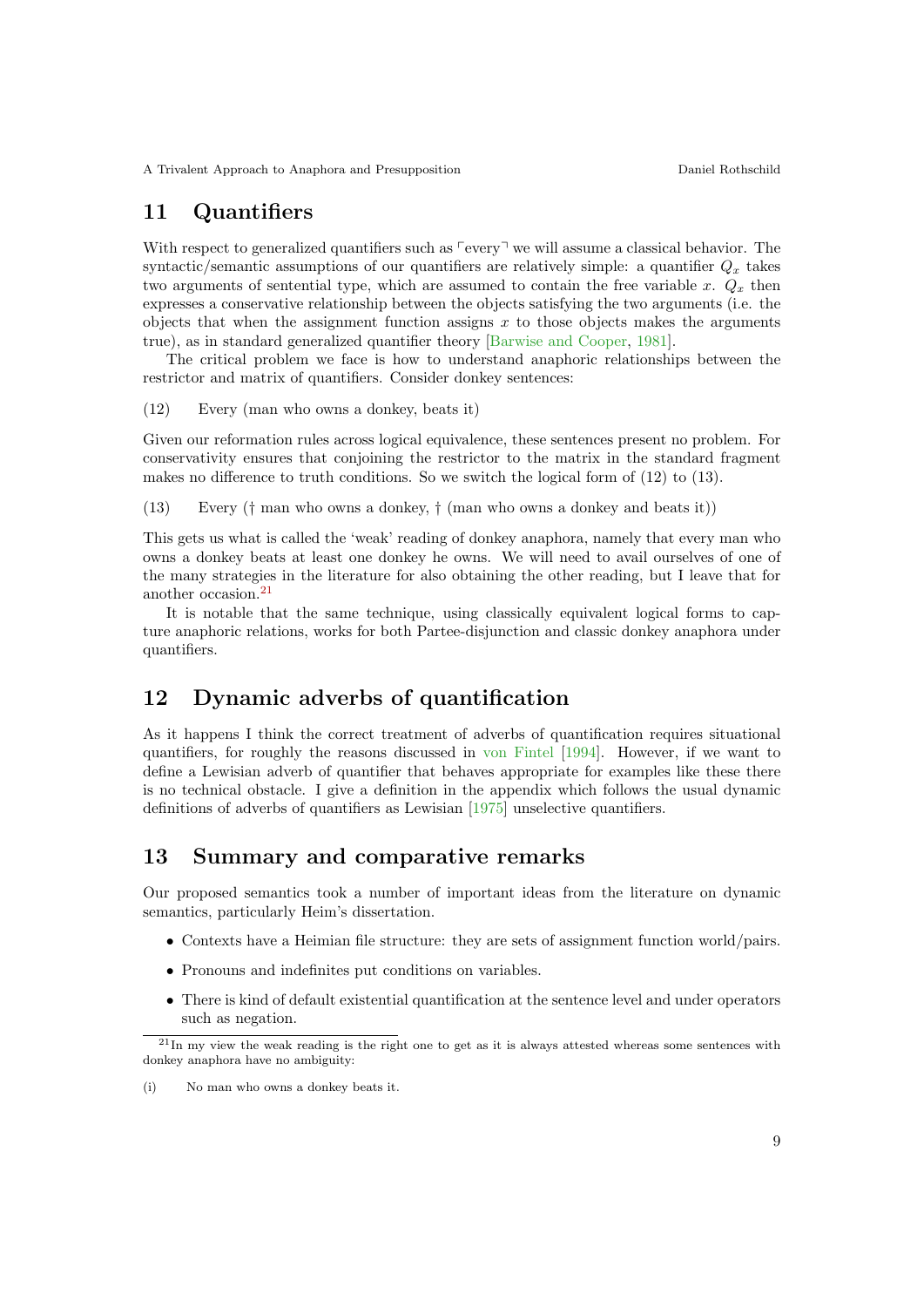## 11 Quantifiers

With respect to generalized quantifiers such as ⌜every⌝ we will assume a classical behavior. The syntactic/semantic assumptions of our quantifiers are relatively simple: a quantifier $Q_x$ takes two arguments of sentential type, which are assumed to contain the free variable $x$. $Q_x$ then expresses a conservative relationship between the objects satisfying the two arguments (i.e. the objects that when the assignment function assigns $x$ to those objects makes the arguments true), as in standard generalized quantifier theory [Barwise and Cooper, 1981].

The critical problem we face is how to understand anaphoric relationships between the restrictor and matrix of quantifiers. Consider donkey sentences:

(12) Every (man who owns a donkey, beats it)

Given our reformation rules across logical equivalence, these sentences present no problem. For conservativity ensures that conjoining the restrictor to the matrix in the standard fragment makes no difference to truth conditions. So we switch the logical form of (12) to (13).

(13) Every († man who owns a donkey, † (man who owns a donkey and beats it))

This gets us what is called the 'weak' reading of donkey anaphora, namely that every man who owns a donkey beats at least one donkey he owns. We will need to avail ourselves of one of the many strategies in the literature for also obtaining the other reading, but I leave that for another occasion.[21]

It is notable that the same technique, using classically equivalent logical forms to capture anaphoric relations, works for both Partee-disjunction and classic donkey anaphora under quantifiers.

## 12 Dynamic adverbs of quantification

As it happens I think the correct treatment of adverbs of quantification requires situational quantifiers, for roughly the reasons discussed in von Fintel [1994]. However, if we want to define a Lewisian adverb of quantifier that behaves appropriate for examples like these there is no technical obstacle. I give a definition in the appendix which follows the usual dynamic definitions of adverbs of quantifiers as Lewisian [1975] unselective quantifiers.

## 13 Summary and comparative remarks

Our proposed semantics took a number of important ideas from the literature on dynamic semantics, particularly Heim's dissertation.

- Contexts have a Heimian file structure: they are sets of assignment function world/pairs.
- Pronouns and indefinites put conditions on variables.
- There is kind of default existential quantification at the sentence level and under operators such as negation.

[21] In my view the weak reading is the right one to get as it is always attested whereas some sentences with donkey anaphora have no ambiguity:

(i) No man who owns a donkey beats it.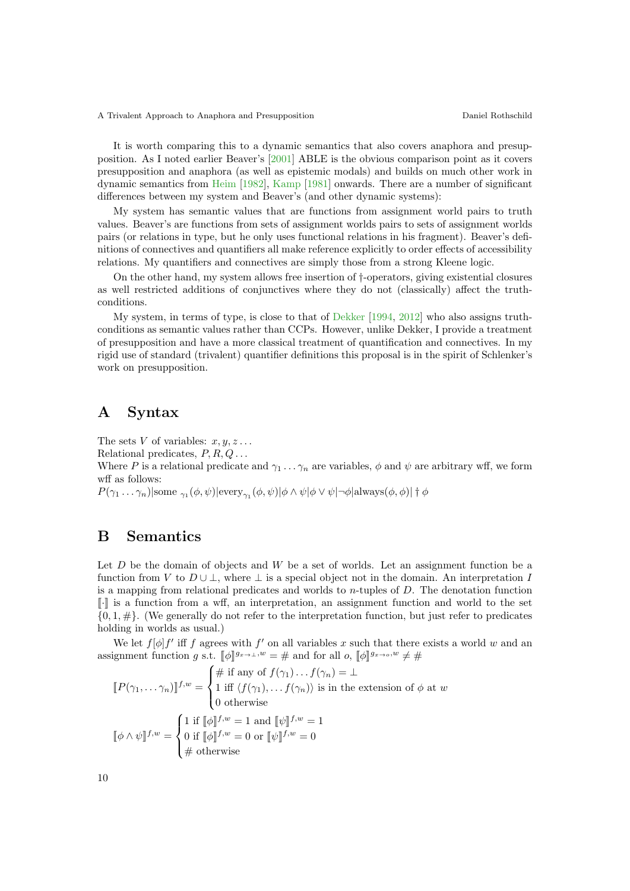It is worth comparing this to a dynamic semantics that also covers anaphora and presupposition. As I noted earlier Beaver's [2001] ABLE is the obvious comparison point as it covers presupposition and anaphora (as well as epistemic modals) and builds on much other work in dynamic semantics from Heim [1982], Kamp [1981] onwards. There are a number of significant differences between my system and Beaver's (and other dynamic systems):

My system has semantic values that are functions from assignment world pairs to truth values. Beaver's are functions from sets of assignment worlds pairs to sets of assignment worlds pairs (or relations in type, but he only uses functional relations in his fragment). Beaver's definitions of connectives and quantifiers all make reference explicitly to order effects of accessibility relations. My quantifiers and connectives are simply those from a strong Kleene logic.

On the other hand, my system allows free insertion of †-operators, giving existential closures as well restricted additions of conjunctives where they do not (classically) affect the truth-conditions.

My system, in terms of type, is close to that of Dekker [1994, 2012] who also assigns truth-conditions as semantic values rather than CCPs. However, unlike Dekker, I provide a treatment of presupposition and have a more classical treatment of quantification and connectives. In my rigid use of standard (trivalent) quantifier definitions this proposal is in the spirit of Schlenker's work on presupposition.

# A Syntax

The sets $V$ of variables: $x, y, z \ldots$

Relational predicates, $P, R, Q \ldots$

Where $P$ is a relational predicate and $\gamma_1 \ldots \gamma_n$ are variables, $\phi$ and $\psi$ are arbitrary wff, we form wff as follows:

$P(\gamma_1 \ldots \gamma_n)|\text{some }_{\gamma_1}(\phi, \psi)|\text{every}_{\gamma_1}(\phi, \psi)|\phi \wedge \psi|\phi \vee \psi|\neg\phi|\text{always}(\phi, \phi)| \dagger \phi$

# B Semantics

Let $D$ be the domain of objects and $W$ be a set of worlds. Let an assignment function be a function from $V$ to $D \cup \bot$, where $\bot$ is a special object not in the domain. An interpretation $I$ is a mapping from relational predicates and worlds to $n$-tuples of $D$. The denotation function $[\![\cdot]\!]$ is a function from a wff, an interpretation, an assignment function and world to the set $\{0, 1, \#\}$. (We generally do not refer to the interpretation function, but just refer to predicates holding in worlds as usual.)

We let $f[\phi]f'$ iff $f$ agrees with $f'$ on all variables $x$ such that there exists a world $w$ and an assignment function $g$ s.t. $[\![\phi]\!]^{g_{x\to\bot},w} = \#$ and for all $o$, $[\![\phi]\!]^{g_{x\to o},w} \neq \#$

$$[\![P(\gamma_1, \ldots \gamma_n)]\!]^{f,w} = \begin{cases} \# \text{ if any of } f(\gamma_1) \ldots f(\gamma_n) = \bot \\ 1 \text{ iff } \langle f(\gamma_1), \ldots f(\gamma_n) \rangle \text{ is in the extension of } \phi \text{ at } w \\ 0 \text{ otherwise} \end{cases}$$

$$[\![\phi \wedge \psi]\!]^{f,w} = \begin{cases} 1 \text{ if } [\![\phi]\!]^{f,w} = 1 \text{ and } [\![\psi]\!]^{f,w} = 1 \\ 0 \text{ if } [\![\phi]\!]^{f,w} = 0 \text{ or } [\![\psi]\!]^{f,w} = 0 \\ \# \text{ otherwise} \end{cases}$$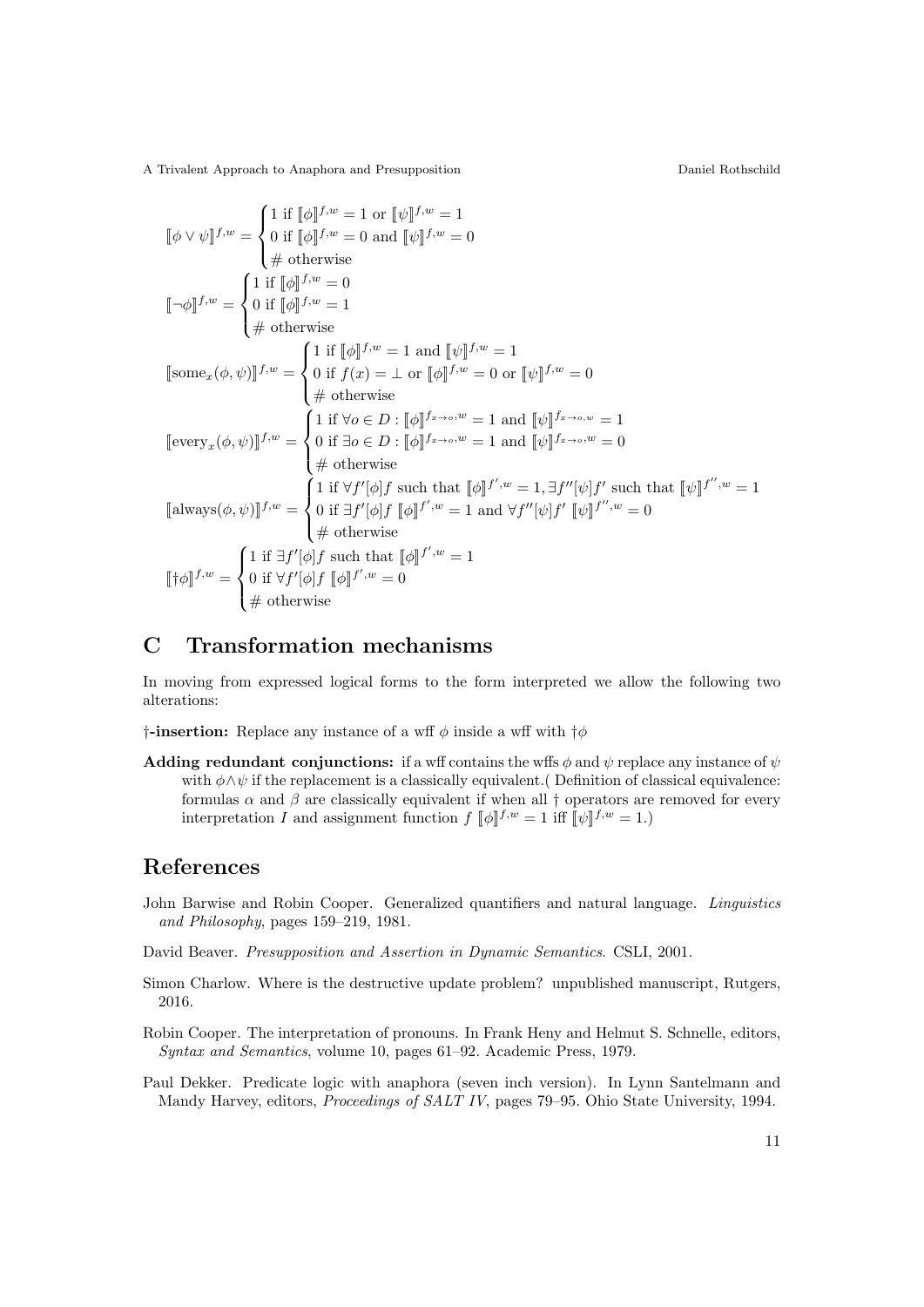$$[\![\phi \vee \psi]\!]^{f,w} = \begin{cases} 1 \text{ if } [\![\phi]\!]^{f,w} = 1 \text{ or } [\![\psi]\!]^{f,w} = 1 \\ 0 \text{ if } [\![\phi]\!]^{f,w} = 0 \text{ and } [\![\psi]\!]^{f,w} = 0 \\ \# \text{ otherwise} \end{cases}$$

$$[\![\neg\phi]\!]^{f,w} = \begin{cases} 1 \text{ if } [\![\phi]\!]^{f,w} = 0 \\ 0 \text{ if } [\![\phi]\!]^{f,w} = 1 \\ \# \text{ otherwise} \end{cases}$$

$$[\![\text{some}_x(\phi, \psi)]\!]^{f,w} = \begin{cases} 1 \text{ if } [\![\phi]\!]^{f,w} = 1 \text{ and } [\![\psi]\!]^{f,w} = 1 \\ 0 \text{ if } f(x) = \bot \text{ or } [\![\phi]\!]^{f,w} = 0 \text{ or } [\![\psi]\!]^{f,w} = 0 \\ \# \text{ otherwise} \end{cases}$$

$$[\![\text{every}_x(\phi, \psi)]\!]^{f,w} = \begin{cases} 1 \text{ if } \forall o \in D : [\![\phi]\!]^{f_{x \to o},w} = 1 \text{ and } [\![\psi]\!]^{f_{x \to o},w} = 1 \\ 0 \text{ if } \exists o \in D : [\![\phi]\!]^{f_{x \to o},w} = 1 \text{ and } [\![\psi]\!]^{f_{x \to o},w} = 0 \\ \# \text{ otherwise} \end{cases}$$

$$[\![\text{always}(\phi, \psi)]\!]^{f,w} = \begin{cases} 1 \text{ if } \forall f'[\phi]f \text{ such that } [\![\phi]\!]^{f',w} = 1, \exists f''[\psi]f' \text{ such that } [\![\psi]\!]^{f'',w} = 1 \\ 0 \text{ if } \exists f'[\phi]f \; [\![\phi]\!]^{f',w} = 1 \text{ and } \forall f''[\psi]f' \; [\![\psi]\!]^{f'',w} = 0 \\ \# \text{ otherwise} \end{cases}$$

$$[\![\dagger\phi]\!]^{f,w} = \begin{cases} 1 \text{ if } \exists f'[\phi]f \text{ such that } [\![\phi]\!]^{f',w} = 1 \\ 0 \text{ if } \forall f'[\phi]f \; [\![\phi]\!]^{f',w} = 0 \\ \# \text{ otherwise} \end{cases}$$

# C Transformation mechanisms

In moving from expressed logical forms to the form interpreted we allow the following two alterations:

**†-insertion:** Replace any instance of a wff $\phi$ inside a wff with $\dagger\phi$

**Adding redundant conjunctions:** if a wff contains the wffs $\phi$ and $\psi$ replace any instance of $\psi$ with $\phi \wedge \psi$ if the replacement is a classically equivalent.( Definition of classical equivalence: formulas $\alpha$ and $\beta$ are classically equivalent if when all † operators are removed for every interpretation $I$ and assignment function $f$ $[\![\phi]\!]^{f,w} = 1$ iff $[\![\psi]\!]^{f,w} = 1$.)

# References

John Barwise and Robin Cooper. Generalized quantifiers and natural language. *Linguistics and Philosophy*, pages 159–219, 1981.

David Beaver. *Presupposition and Assertion in Dynamic Semantics*. CSLI, 2001.

Simon Charlow. Where is the destructive update problem? unpublished manuscript, Rutgers, 2016.

Robin Cooper. The interpretation of pronouns. In Frank Heny and Helmut S. Schnelle, editors, *Syntax and Semantics*, volume 10, pages 61–92. Academic Press, 1979.

Paul Dekker. Predicate logic with anaphora (seven inch version). In Lynn Santelmann and Mandy Harvey, editors, *Proceedings of SALT IV*, pages 79–95. Ohio State University, 1994.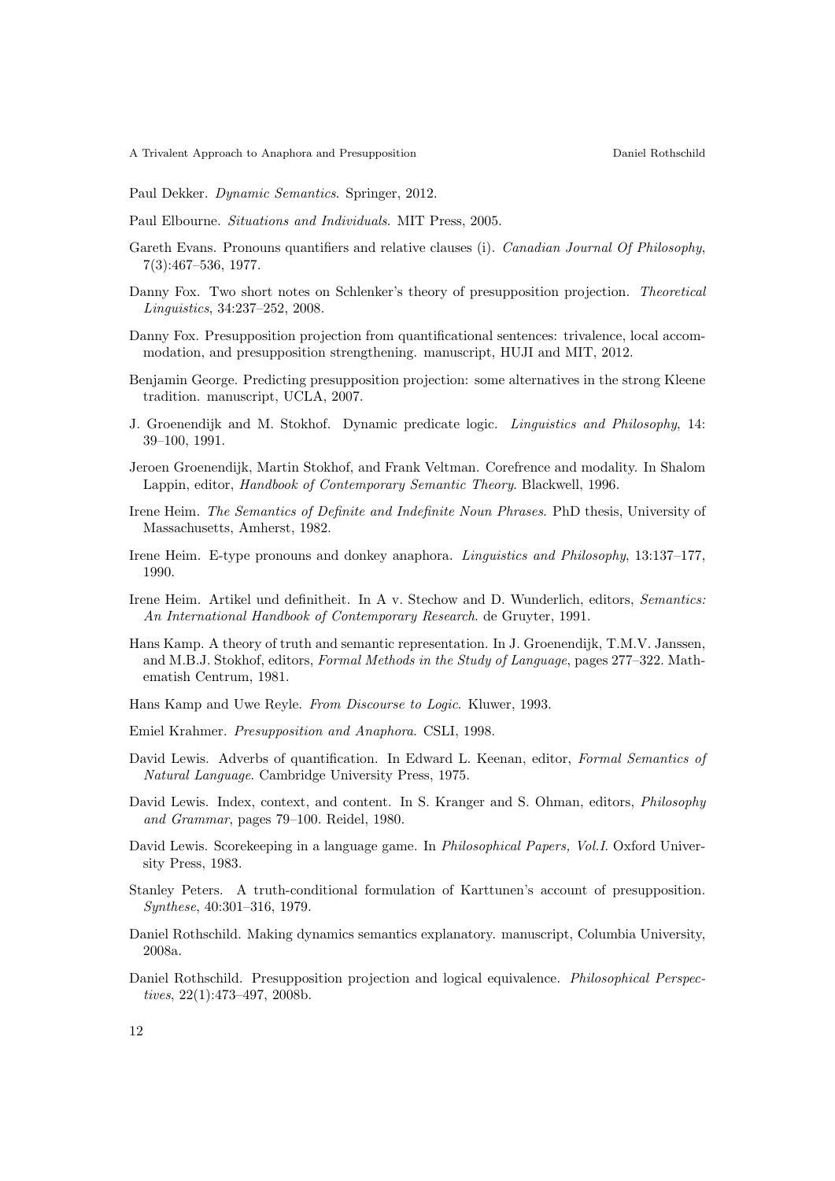Paul Dekker. *Dynamic Semantics*. Springer, 2012.

Paul Elbourne. *Situations and Individuals*. MIT Press, 2005.

Gareth Evans. Pronouns quantifiers and relative clauses (i). *Canadian Journal Of Philosophy*, 7(3):467–536, 1977.

Danny Fox. Two short notes on Schlenker's theory of presupposition projection. *Theoretical Linguistics*, 34:237–252, 2008.

Danny Fox. Presupposition projection from quantificational sentences: trivalence, local accommodation, and presupposition strengthening. manuscript, HUJI and MIT, 2012.

Benjamin George. Predicting presupposition projection: some alternatives in the strong Kleene tradition. manuscript, UCLA, 2007.

J. Groenendijk and M. Stokhof. Dynamic predicate logic. *Linguistics and Philosophy*, 14: 39–100, 1991.

Jeroen Groenendijk, Martin Stokhof, and Frank Veltman. Corefrence and modality. In Shalom Lappin, editor, *Handbook of Contemporary Semantic Theory*. Blackwell, 1996.

Irene Heim. *The Semantics of Definite and Indefinite Noun Phrases*. PhD thesis, University of Massachusetts, Amherst, 1982.

Irene Heim. E-type pronouns and donkey anaphora. *Linguistics and Philosophy*, 13:137–177, 1990.

Irene Heim. Artikel und definitheit. In A v. Stechow and D. Wunderlich, editors, *Semantics: An International Handbook of Contemporary Research*. de Gruyter, 1991.

Hans Kamp. A theory of truth and semantic representation. In J. Groenendijk, T.M.V. Janssen, and M.B.J. Stokhof, editors, *Formal Methods in the Study of Language*, pages 277–322. Mathematish Centrum, 1981.

Hans Kamp and Uwe Reyle. *From Discourse to Logic*. Kluwer, 1993.

Emiel Krahmer. *Presupposition and Anaphora*. CSLI, 1998.

David Lewis. Adverbs of quantification. In Edward L. Keenan, editor, *Formal Semantics of Natural Language*. Cambridge University Press, 1975.

David Lewis. Index, context, and content. In S. Kranger and S. Ohman, editors, *Philosophy and Grammar*, pages 79–100. Reidel, 1980.

David Lewis. Scorekeeping in a language game. In *Philosophical Papers, Vol.I*. Oxford University Press, 1983.

Stanley Peters. A truth-conditional formulation of Karttunen's account of presupposition. *Synthese*, 40:301–316, 1979.

Daniel Rothschild. Making dynamics semantics explanatory. manuscript, Columbia University, 2008a.

Daniel Rothschild. Presupposition projection and logical equivalence. *Philosophical Perspectives*, 22(1):473–497, 2008b.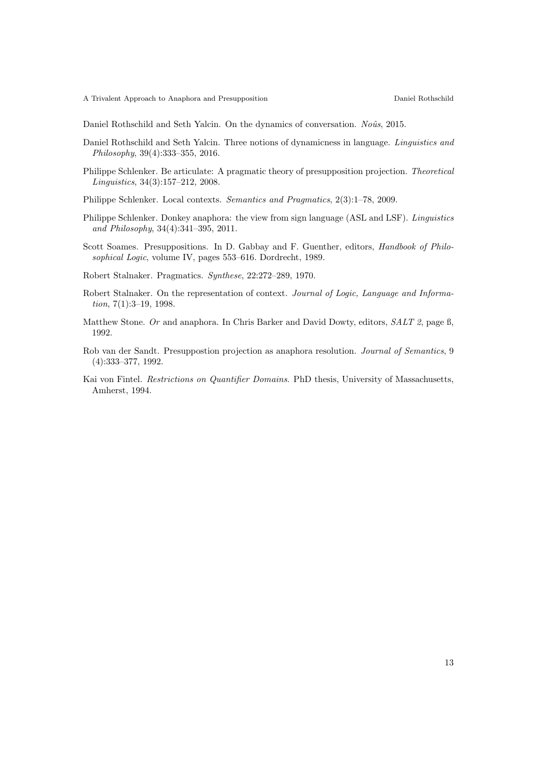Daniel Rothschild and Seth Yalcin. On the dynamics of conversation. *Noûs*, 2015.

Daniel Rothschild and Seth Yalcin. Three notions of dynamicness in language. *Linguistics and Philosophy*, 39(4):333–355, 2016.

Philippe Schlenker. Be articulate: A pragmatic theory of presupposition projection. *Theoretical Linguistics*, 34(3):157–212, 2008.

Philippe Schlenker. Local contexts. *Semantics and Pragmatics*, 2(3):1–78, 2009.

Philippe Schlenker. Donkey anaphora: the view from sign language (ASL and LSF). *Linguistics and Philosophy*, 34(4):341–395, 2011.

Scott Soames. Presuppositions. In D. Gabbay and F. Guenther, editors, *Handbook of Philosophical Logic*, volume IV, pages 553–616. Dordrecht, 1989.

Robert Stalnaker. Pragmatics. *Synthese*, 22:272–289, 1970.

Robert Stalnaker. On the representation of context. *Journal of Logic, Language and Information*, 7(1):3–19, 1998.

Matthew Stone. *Or* and anaphora. In Chris Barker and David Dowty, editors, *SALT 2*, page ß, 1992.

Rob van der Sandt. Presuppostion projection as anaphora resolution. *Journal of Semantics*, 9 (4):333–377, 1992.

Kai von Fintel. *Restrictions on Quantifier Domains*. PhD thesis, University of Massachusetts, Amherst, 1994.